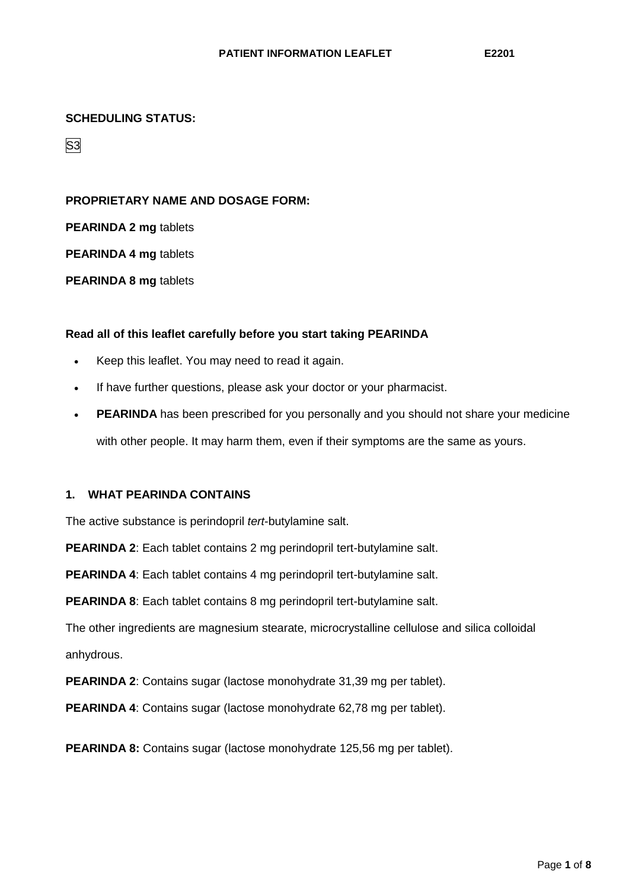**SCHEDULING STATUS:**

S3

**PROPRIETARY NAME AND DOSAGE FORM:**

**PEARINDA 2 mg** tablets

**PEARINDA 4 mg** tablets

**PEARINDA 8 mg** tablets

**Read all of this leaflet carefully before you start taking PEARINDA**

- Keep this leaflet. You may need to read it again.
- If have further questions, please ask your doctor or your pharmacist.
- **PEARINDA** has been prescribed for you personally and you should not share your medicine with other people. It may harm them, even if their symptoms are the same as yours.

## 1. WHAT PEARINDA CONTAINS

The active substance is perindopril *tert*-butylamine salt.

**PEARINDA 2**: Each tablet contains 2 mg perindopril tert-butylamine salt.

**PEARINDA 4**: Each tablet contains 4 mg perindopril tert-butylamine salt.

**PEARINDA 8**: Each tablet contains 8 mg perindopril tert-butylamine salt.

The other ingredients are magnesium stearate, microcrystalline cellulose and silica colloidal anhydrous.

**PEARINDA 2**: Contains sugar (lactose monohydrate 31,39 mg per tablet).

**PEARINDA 4**: Contains sugar (lactose monohydrate 62,78 mg per tablet).

**PEARINDA 8:** Contains sugar (lactose monohydrate 125,56 mg per tablet).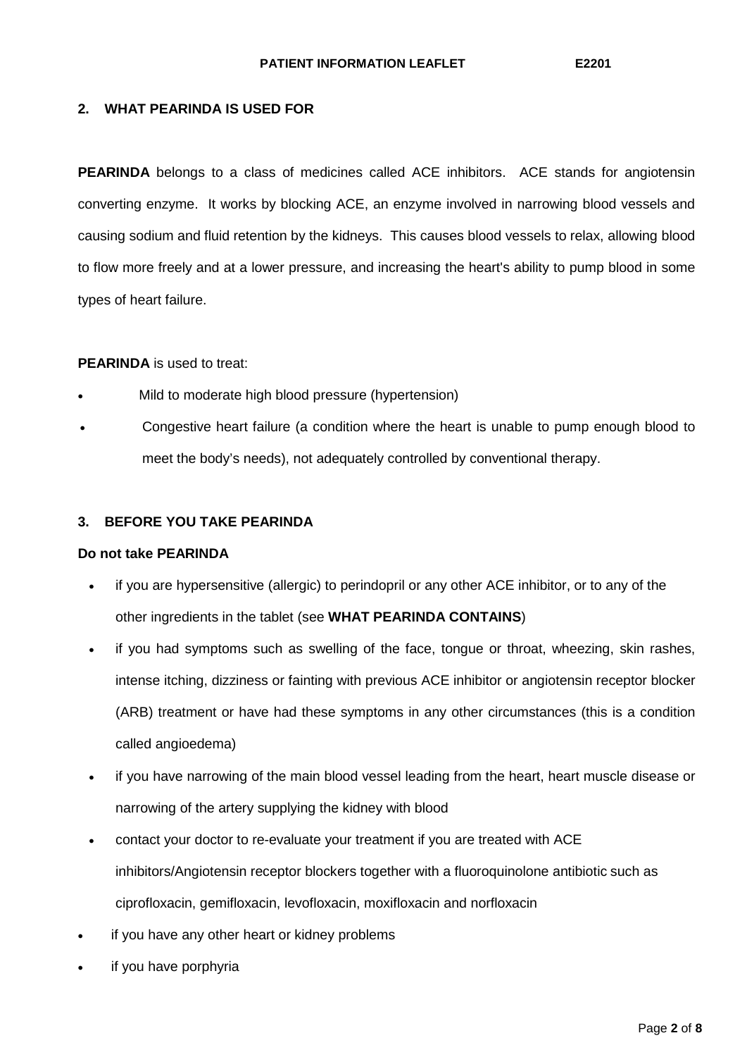## 2. WHAT PEARINDA IS USED FOR

**PEARINDA** belongs to a class of medicines called ACE inhibitors. ACE stands for angiotensin converting enzyme. It works by blocking ACE, an enzyme involved in narrowing blood vessels and causing sodium and fluid retention by the kidneys. This causes blood vessels to relax, allowing blood to flow more freely and at a lower pressure, and increasing the heart's ability to pump blood in some types of heart failure.

**PEARINDA** is used to treat:

- Mild to moderate high blood pressure (hypertension)
- Congestive heart failure (a condition where the heart is unable to pump enough blood to meet the body's needs), not adequately controlled by conventional therapy.

## 3. BEFORE YOU TAKE PEARINDA

**Do not take PEARINDA**

- if you are hypersensitive (allergic) to perindopril or any other ACE inhibitor, or to any of the other ingredients in the tablet (see **WHAT PEARINDA CONTAINS**)
- if you had symptoms such as swelling of the face, tongue or throat, wheezing, skin rashes, intense itching, dizziness or fainting with previous ACE inhibitor or angiotensin receptor blocker (ARB) treatment or have had these symptoms in any other circumstances (this is a condition called angioedema)
- if you have narrowing of the main blood vessel leading from the heart, heart muscle disease or narrowing of the artery supplying the kidney with blood
- contact your doctor to re-evaluate your treatment if you are treated with ACE inhibitors/Angiotensin receptor blockers together with a fluoroquinolone antibiotic such as ciprofloxacin, gemifloxacin, levofloxacin, moxifloxacin and norfloxacin
- if you have any other heart or kidney problems
- if you have porphyria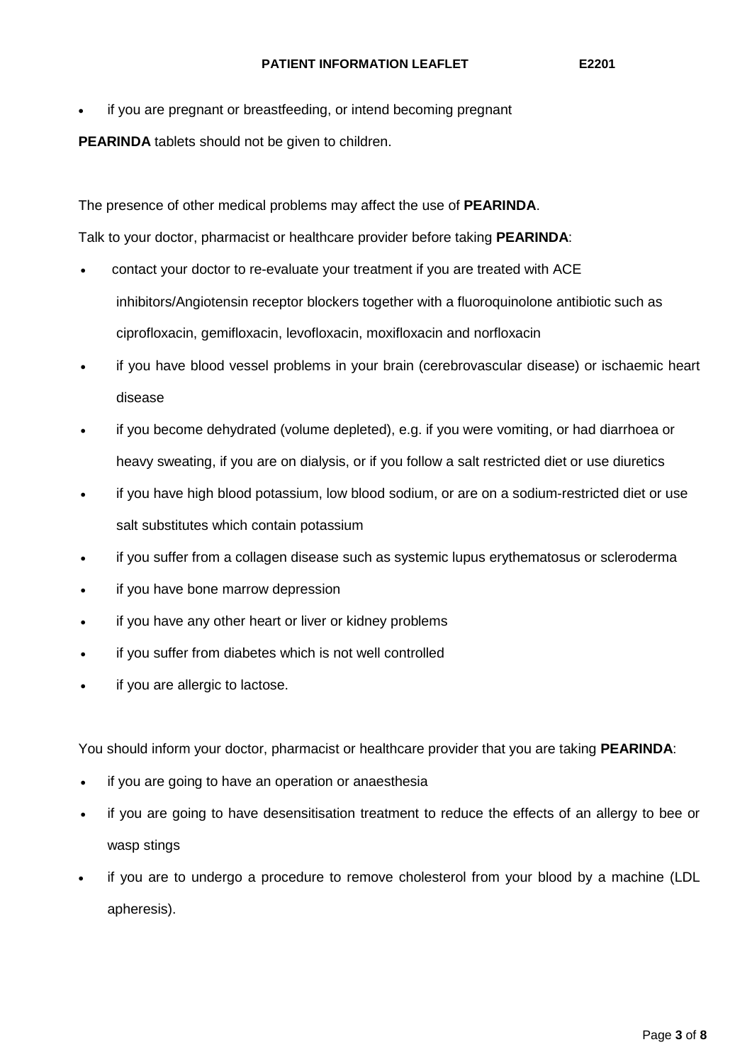- if you are pregnant or breastfeeding, or intend becoming pregnant

**PEARINDA** tablets should not be given to children.

The presence of other medical problems may affect the use of **PEARINDA**.

Talk to your doctor, pharmacist or healthcare provider before taking **PEARINDA**:

- contact your doctor to re-evaluate your treatment if you are treated with ACE inhibitors/Angiotensin receptor blockers together with a fluoroquinolone antibiotic such as ciprofloxacin, gemifloxacin, levofloxacin, moxifloxacin and norfloxacin
- if you have blood vessel problems in your brain (cerebrovascular disease) or ischaemic heart disease
- if you become dehydrated (volume depleted), e.g. if you were vomiting, or had diarrhoea or heavy sweating, if you are on dialysis, or if you follow a salt restricted diet or use diuretics
- if you have high blood potassium, low blood sodium, or are on a sodium-restricted diet or use salt substitutes which contain potassium
- if you suffer from a collagen disease such as systemic lupus erythematosus or scleroderma
- if you have bone marrow depression
- if you have any other heart or liver or kidney problems
- if you suffer from diabetes which is not well controlled
- if you are allergic to lactose.

You should inform your doctor, pharmacist or healthcare provider that you are taking **PEARINDA**:

- if you are going to have an operation or anaesthesia
- if you are going to have desensitisation treatment to reduce the effects of an allergy to bee or wasp stings
- if you are to undergo a procedure to remove cholesterol from your blood by a machine (LDL apheresis).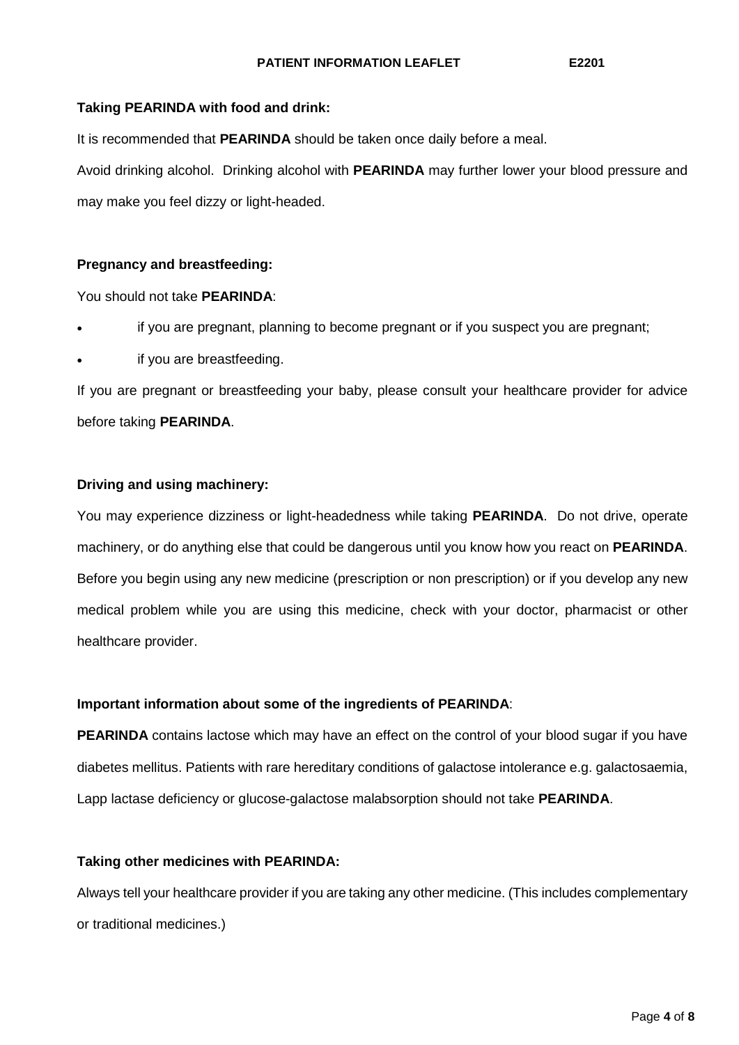**Taking PEARINDA with food and drink:**

It is recommended that **PEARINDA** should be taken once daily before a meal.

Avoid drinking alcohol. Drinking alcohol with **PEARINDA** may further lower your blood pressure and may make you feel dizzy or light-headed.

**Pregnancy and breastfeeding:**

You should not take **PEARINDA**:

- if you are pregnant, planning to become pregnant or if you suspect you are pregnant;
- if you are breastfeeding.

If you are pregnant or breastfeeding your baby, please consult your healthcare provider for advice before taking **PEARINDA**.

**Driving and using machinery:**

You may experience dizziness or light-headedness while taking **PEARINDA**. Do not drive, operate machinery, or do anything else that could be dangerous until you know how you react on **PEARINDA**. Before you begin using any new medicine (prescription or non prescription) or if you develop any new medical problem while you are using this medicine, check with your doctor, pharmacist or other healthcare provider.

**Important information about some of the ingredients of PEARINDA**:

**PEARINDA** contains lactose which may have an effect on the control of your blood sugar if you have diabetes mellitus. Patients with rare hereditary conditions of galactose intolerance e.g. galactosaemia, Lapp lactase deficiency or glucose-galactose malabsorption should not take **PEARINDA**.

**Taking other medicines with PEARINDA:**

Always tell your healthcare provider if you are taking any other medicine. (This includes complementary or traditional medicines.)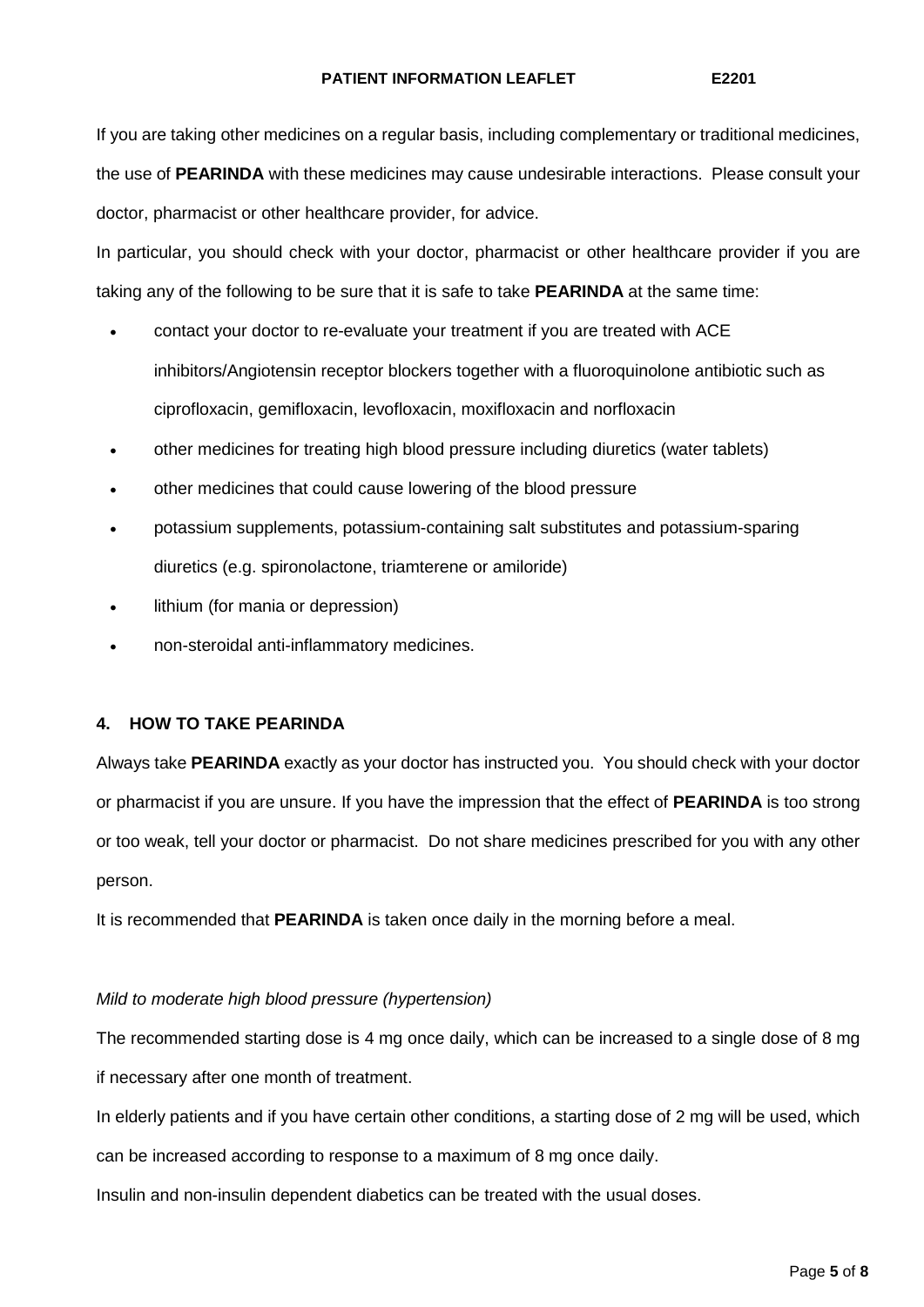If you are taking other medicines on a regular basis, including complementary or traditional medicines, the use of **PEARINDA** with these medicines may cause undesirable interactions. Please consult your doctor, pharmacist or other healthcare provider, for advice.

In particular, you should check with your doctor, pharmacist or other healthcare provider if you are taking any of the following to be sure that it is safe to take **PEARINDA** at the same time:

- contact your doctor to re-evaluate your treatment if you are treated with ACE inhibitors/Angiotensin receptor blockers together with a fluoroquinolone antibiotic such as ciprofloxacin, gemifloxacin, levofloxacin, moxifloxacin and norfloxacin
- other medicines for treating high blood pressure including diuretics (water tablets)
- other medicines that could cause lowering of the blood pressure
- potassium supplements, potassium-containing salt substitutes and potassium-sparing diuretics (e.g. spironolactone, triamterene or amiloride)
- lithium (for mania or depression)
- non-steroidal anti-inflammatory medicines.

## 4. HOW TO TAKE PEARINDA

Always take **PEARINDA** exactly as your doctor has instructed you. You should check with your doctor or pharmacist if you are unsure. If you have the impression that the effect of **PEARINDA** is too strong or too weak, tell your doctor or pharmacist. Do not share medicines prescribed for you with any other person.

It is recommended that **PEARINDA** is taken once daily in the morning before a meal.

*Mild to moderate high blood pressure (hypertension)*

The recommended starting dose is 4 mg once daily, which can be increased to a single dose of 8 mg if necessary after one month of treatment.

In elderly patients and if you have certain other conditions, a starting dose of 2 mg will be used, which can be increased according to response to a maximum of 8 mg once daily.

Insulin and non-insulin dependent diabetics can be treated with the usual doses.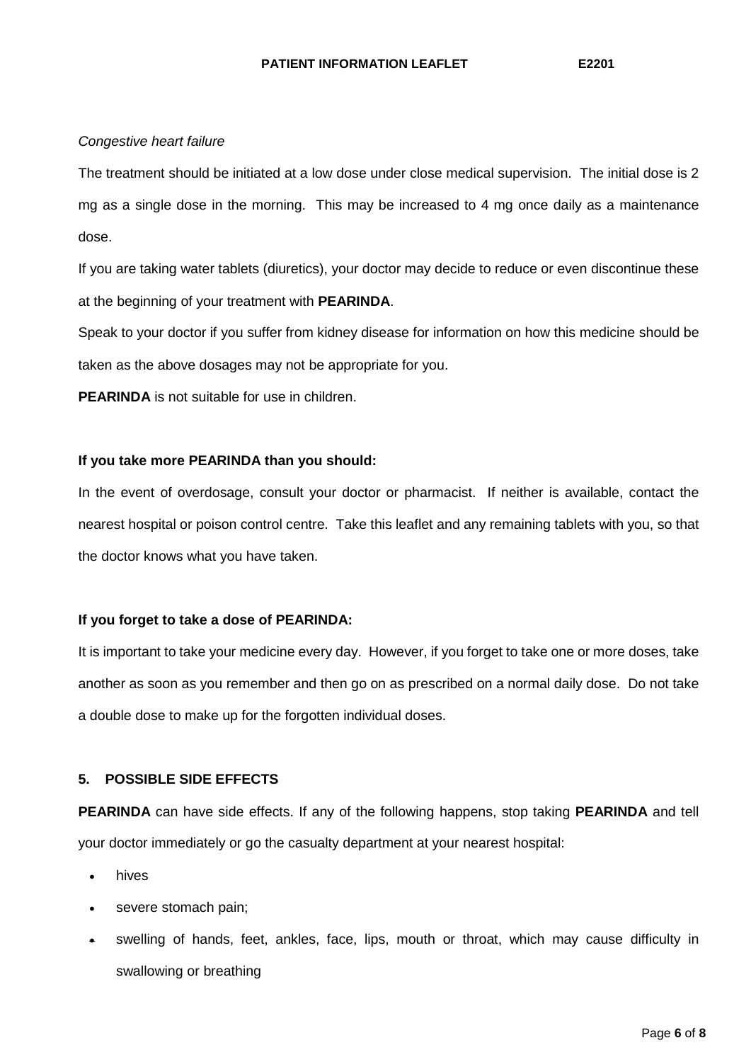*Congestive heart failure*

The treatment should be initiated at a low dose under close medical supervision. The initial dose is 2 mg as a single dose in the morning. This may be increased to 4 mg once daily as a maintenance dose.

If you are taking water tablets (diuretics), your doctor may decide to reduce or even discontinue these at the beginning of your treatment with **PEARINDA**.

Speak to your doctor if you suffer from kidney disease for information on how this medicine should be taken as the above dosages may not be appropriate for you.

**PEARINDA** is not suitable for use in children.

**If you take more PEARINDA than you should:**

In the event of overdosage, consult your doctor or pharmacist. If neither is available, contact the nearest hospital or poison control centre. Take this leaflet and any remaining tablets with you, so that the doctor knows what you have taken.

**If you forget to take a dose of PEARINDA:**

It is important to take your medicine every day. However, if you forget to take one or more doses, take another as soon as you remember and then go on as prescribed on a normal daily dose. Do not take a double dose to make up for the forgotten individual doses.

## 5. POSSIBLE SIDE EFFECTS

**PEARINDA** can have side effects. If any of the following happens, stop taking **PEARINDA** and tell your doctor immediately or go the casualty department at your nearest hospital:

- hives
- severe stomach pain;
- swelling of hands, feet, ankles, face, lips, mouth or throat, which may cause difficulty in swallowing or breathing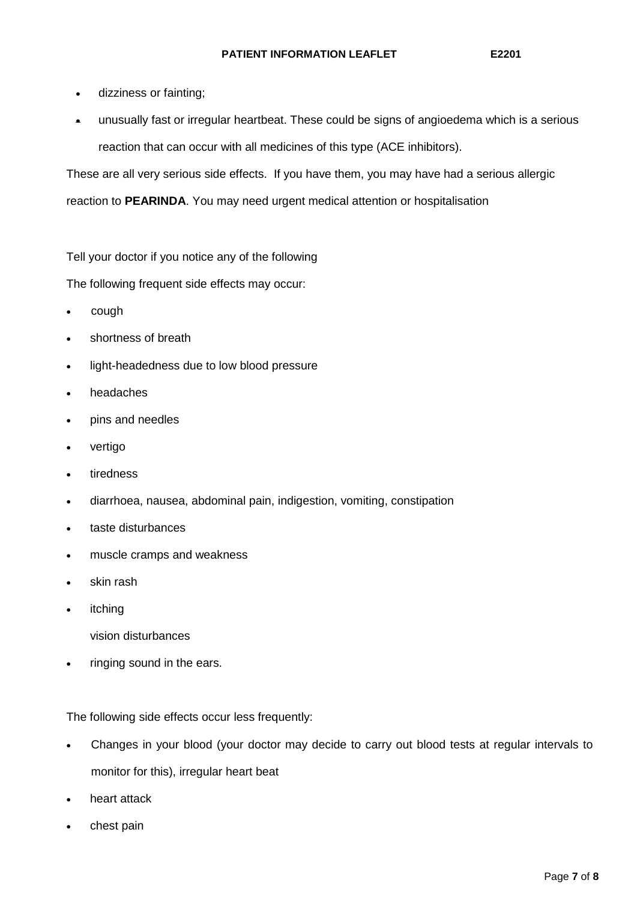- dizziness or fainting;
- unusually fast or irregular heartbeat. These could be signs of angioedema which is a serious reaction that can occur with all medicines of this type (ACE inhibitors).

These are all very serious side effects. If you have them, you may have had a serious allergic reaction to **PEARINDA**. You may need urgent medical attention or hospitalisation

Tell your doctor if you notice any of the following

The following frequent side effects may occur:

- cough
- shortness of breath
- light-headedness due to low blood pressure
- headaches
- pins and needles
- vertigo
- tiredness
- diarrhoea, nausea, abdominal pain, indigestion, vomiting, constipation
- taste disturbances
- muscle cramps and weakness
- skin rash
- itching

  vision disturbances
- ringing sound in the ears.

The following side effects occur less frequently:

- Changes in your blood (your doctor may decide to carry out blood tests at regular intervals to monitor for this), irregular heart beat
- heart attack
- chest pain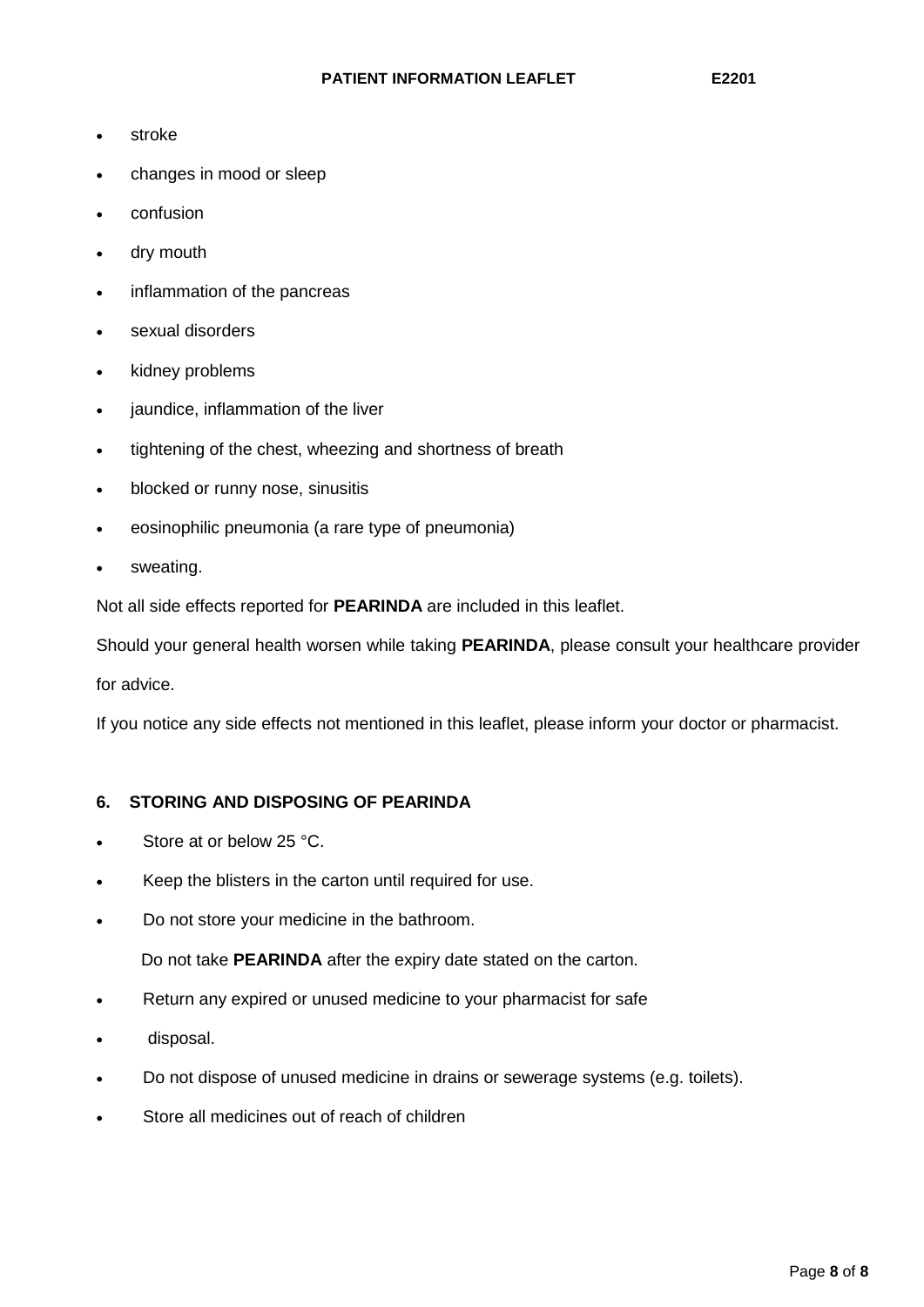- stroke
- changes in mood or sleep
- confusion
- dry mouth
- inflammation of the pancreas
- sexual disorders
- kidney problems
- jaundice, inflammation of the liver
- tightening of the chest, wheezing and shortness of breath
- blocked or runny nose, sinusitis
- eosinophilic pneumonia (a rare type of pneumonia)
- sweating.

Not all side effects reported for **PEARINDA** are included in this leaflet.

Should your general health worsen while taking **PEARINDA**, please consult your healthcare provider for advice.

If you notice any side effects not mentioned in this leaflet, please inform your doctor or pharmacist.

## 6. STORING AND DISPOSING OF PEARINDA

- Store at or below 25 °C.
- Keep the blisters in the carton until required for use.
- Do not store your medicine in the bathroom.

  Do not take **PEARINDA** after the expiry date stated on the carton.
- Return any expired or unused medicine to your pharmacist for safe
- disposal.
- Do not dispose of unused medicine in drains or sewerage systems (e.g. toilets).
- Store all medicines out of reach of children